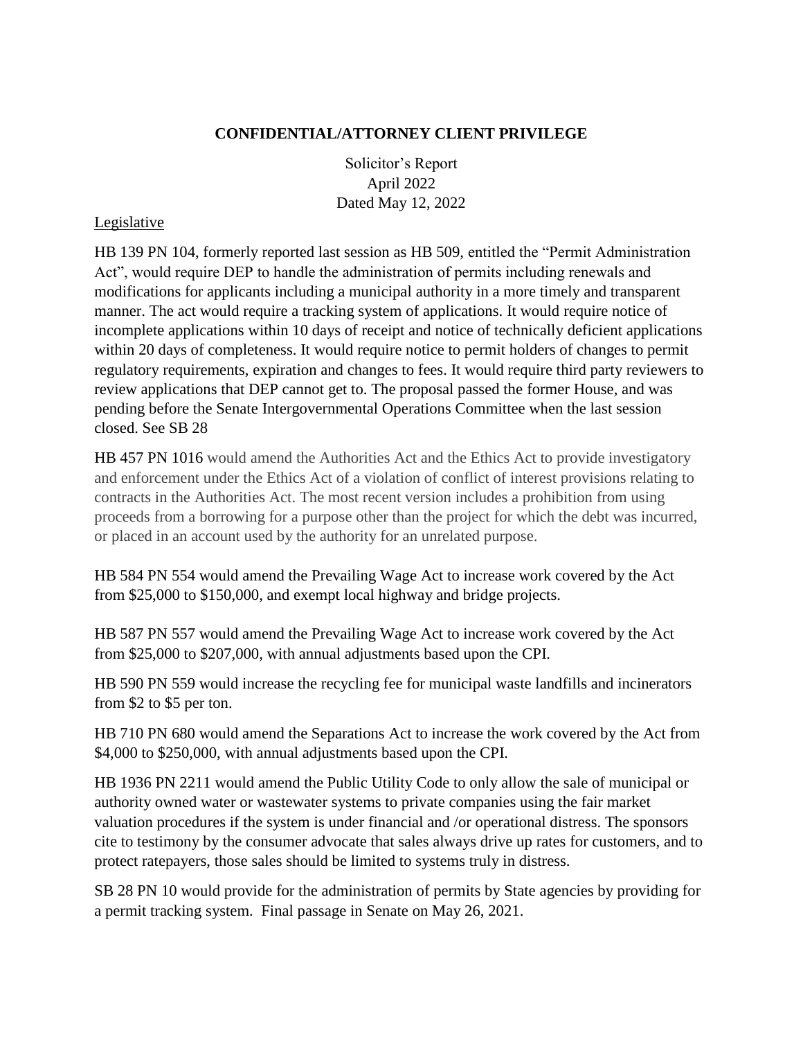**CONFIDENTIAL/ATTORNEY CLIENT PRIVILEGE**

Solicitor's Report
April 2022
Dated May 12, 2022

Legislative

HB 139 PN 104, formerly reported last session as HB 509, entitled the "Permit Administration Act", would require DEP to handle the administration of permits including renewals and modifications for applicants including a municipal authority in a more timely and transparent manner. The act would require a tracking system of applications. It would require notice of incomplete applications within 10 days of receipt and notice of technically deficient applications within 20 days of completeness. It would require notice to permit holders of changes to permit regulatory requirements, expiration and changes to fees. It would require third party reviewers to review applications that DEP cannot get to. The proposal passed the former House, and was pending before the Senate Intergovernmental Operations Committee when the last session closed. See SB 28

HB 457 PN 1016 would amend the Authorities Act and the Ethics Act to provide investigatory and enforcement under the Ethics Act of a violation of conflict of interest provisions relating to contracts in the Authorities Act. The most recent version includes a prohibition from using proceeds from a borrowing for a purpose other than the project for which the debt was incurred, or placed in an account used by the authority for an unrelated purpose.

HB 584 PN 554 would amend the Prevailing Wage Act to increase work covered by the Act from $25,000 to $150,000, and exempt local highway and bridge projects.

HB 587 PN 557 would amend the Prevailing Wage Act to increase work covered by the Act from $25,000 to $207,000, with annual adjustments based upon the CPI.

HB 590 PN 559 would increase the recycling fee for municipal waste landfills and incinerators from $2 to $5 per ton.

HB 710 PN 680 would amend the Separations Act to increase the work covered by the Act from $4,000 to $250,000, with annual adjustments based upon the CPI.

HB 1936 PN 2211 would amend the Public Utility Code to only allow the sale of municipal or authority owned water or wastewater systems to private companies using the fair market valuation procedures if the system is under financial and /or operational distress. The sponsors cite to testimony by the consumer advocate that sales always drive up rates for customers, and to protect ratepayers, those sales should be limited to systems truly in distress.

SB 28 PN 10 would provide for the administration of permits by State agencies by providing for a permit tracking system. Final passage in Senate on May 26, 2021.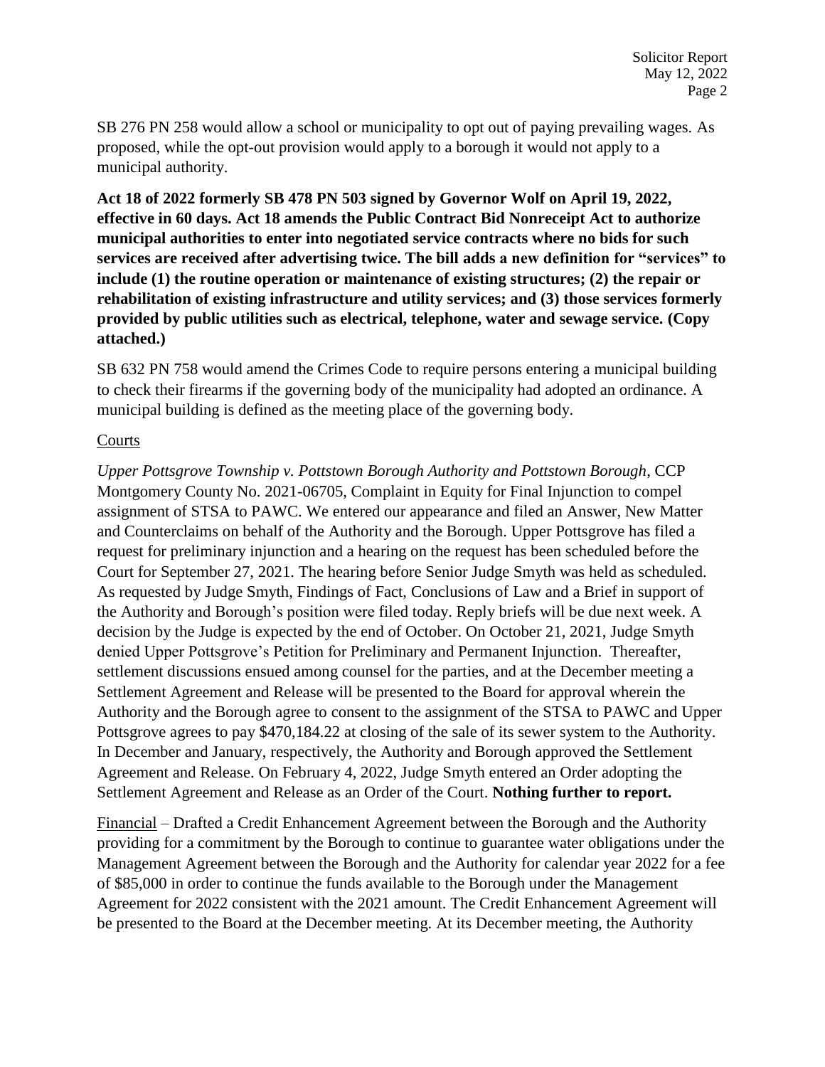SB 276 PN 258 would allow a school or municipality to opt out of paying prevailing wages. As proposed, while the opt-out provision would apply to a borough it would not apply to a municipal authority.

**Act 18 of 2022 formerly SB 478 PN 503 signed by Governor Wolf on April 19, 2022, effective in 60 days. Act 18 amends the Public Contract Bid Nonreceipt Act to authorize municipal authorities to enter into negotiated service contracts where no bids for such services are received after advertising twice. The bill adds a new definition for "services" to include (1) the routine operation or maintenance of existing structures; (2) the repair or rehabilitation of existing infrastructure and utility services; and (3) those services formerly provided by public utilities such as electrical, telephone, water and sewage service. (Copy attached.)**

SB 632 PN 758 would amend the Crimes Code to require persons entering a municipal building to check their firearms if the governing body of the municipality had adopted an ordinance. A municipal building is defined as the meeting place of the governing body.

Courts

*Upper Pottsgrove Township v. Pottstown Borough Authority and Pottstown Borough*, CCP Montgomery County No. 2021-06705, Complaint in Equity for Final Injunction to compel assignment of STSA to PAWC. We entered our appearance and filed an Answer, New Matter and Counterclaims on behalf of the Authority and the Borough. Upper Pottsgrove has filed a request for preliminary injunction and a hearing on the request has been scheduled before the Court for September 27, 2021. The hearing before Senior Judge Smyth was held as scheduled. As requested by Judge Smyth, Findings of Fact, Conclusions of Law and a Brief in support of the Authority and Borough's position were filed today. Reply briefs will be due next week. A decision by the Judge is expected by the end of October. On October 21, 2021, Judge Smyth denied Upper Pottsgrove's Petition for Preliminary and Permanent Injunction. Thereafter, settlement discussions ensued among counsel for the parties, and at the December meeting a Settlement Agreement and Release will be presented to the Board for approval wherein the Authority and the Borough agree to consent to the assignment of the STSA to PAWC and Upper Pottsgrove agrees to pay $470,184.22 at closing of the sale of its sewer system to the Authority. In December and January, respectively, the Authority and Borough approved the Settlement Agreement and Release. On February 4, 2022, Judge Smyth entered an Order adopting the Settlement Agreement and Release as an Order of the Court. **Nothing further to report.**

Financial – Drafted a Credit Enhancement Agreement between the Borough and the Authority providing for a commitment by the Borough to continue to guarantee water obligations under the Management Agreement between the Borough and the Authority for calendar year 2022 for a fee of $85,000 in order to continue the funds available to the Borough under the Management Agreement for 2022 consistent with the 2021 amount. The Credit Enhancement Agreement will be presented to the Board at the December meeting. At its December meeting, the Authority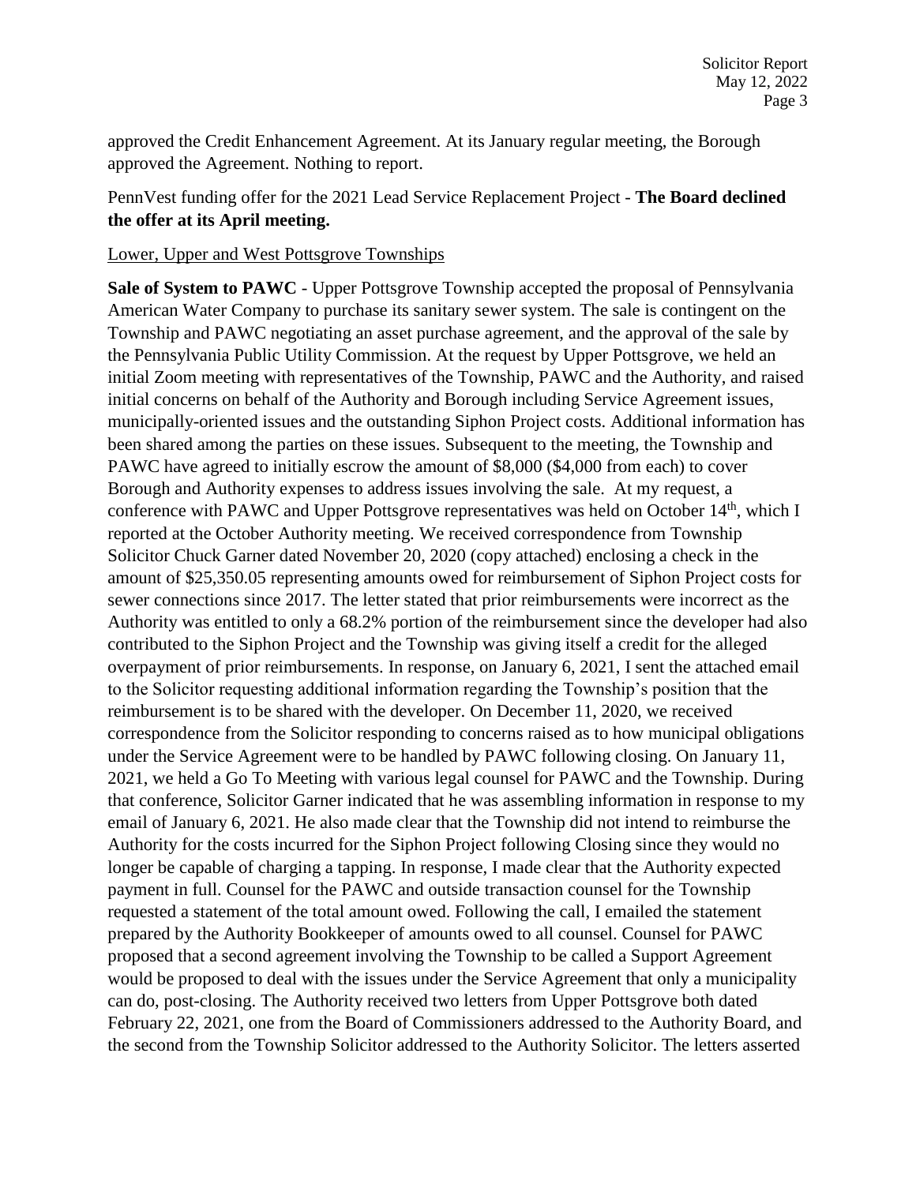approved the Credit Enhancement Agreement. At its January regular meeting, the Borough approved the Agreement. Nothing to report.

PennVest funding offer for the 2021 Lead Service Replacement Project - **The Board declined the offer at its April meeting.**

Lower, Upper and West Pottsgrove Townships

**Sale of System to PAWC** - Upper Pottsgrove Township accepted the proposal of Pennsylvania American Water Company to purchase its sanitary sewer system. The sale is contingent on the Township and PAWC negotiating an asset purchase agreement, and the approval of the sale by the Pennsylvania Public Utility Commission. At the request by Upper Pottsgrove, we held an initial Zoom meeting with representatives of the Township, PAWC and the Authority, and raised initial concerns on behalf of the Authority and Borough including Service Agreement issues, municipally-oriented issues and the outstanding Siphon Project costs. Additional information has been shared among the parties on these issues. Subsequent to the meeting, the Township and PAWC have agreed to initially escrow the amount of $8,000 ($4,000 from each) to cover Borough and Authority expenses to address issues involving the sale. At my request, a conference with PAWC and Upper Pottsgrove representatives was held on October 14th, which I reported at the October Authority meeting. We received correspondence from Township Solicitor Chuck Garner dated November 20, 2020 (copy attached) enclosing a check in the amount of $25,350.05 representing amounts owed for reimbursement of Siphon Project costs for sewer connections since 2017. The letter stated that prior reimbursements were incorrect as the Authority was entitled to only a 68.2% portion of the reimbursement since the developer had also contributed to the Siphon Project and the Township was giving itself a credit for the alleged overpayment of prior reimbursements. In response, on January 6, 2021, I sent the attached email to the Solicitor requesting additional information regarding the Township's position that the reimbursement is to be shared with the developer. On December 11, 2020, we received correspondence from the Solicitor responding to concerns raised as to how municipal obligations under the Service Agreement were to be handled by PAWC following closing. On January 11, 2021, we held a Go To Meeting with various legal counsel for PAWC and the Township. During that conference, Solicitor Garner indicated that he was assembling information in response to my email of January 6, 2021. He also made clear that the Township did not intend to reimburse the Authority for the costs incurred for the Siphon Project following Closing since they would no longer be capable of charging a tapping. In response, I made clear that the Authority expected payment in full. Counsel for the PAWC and outside transaction counsel for the Township requested a statement of the total amount owed. Following the call, I emailed the statement prepared by the Authority Bookkeeper of amounts owed to all counsel. Counsel for PAWC proposed that a second agreement involving the Township to be called a Support Agreement would be proposed to deal with the issues under the Service Agreement that only a municipality can do, post-closing. The Authority received two letters from Upper Pottsgrove both dated February 22, 2021, one from the Board of Commissioners addressed to the Authority Board, and the second from the Township Solicitor addressed to the Authority Solicitor. The letters asserted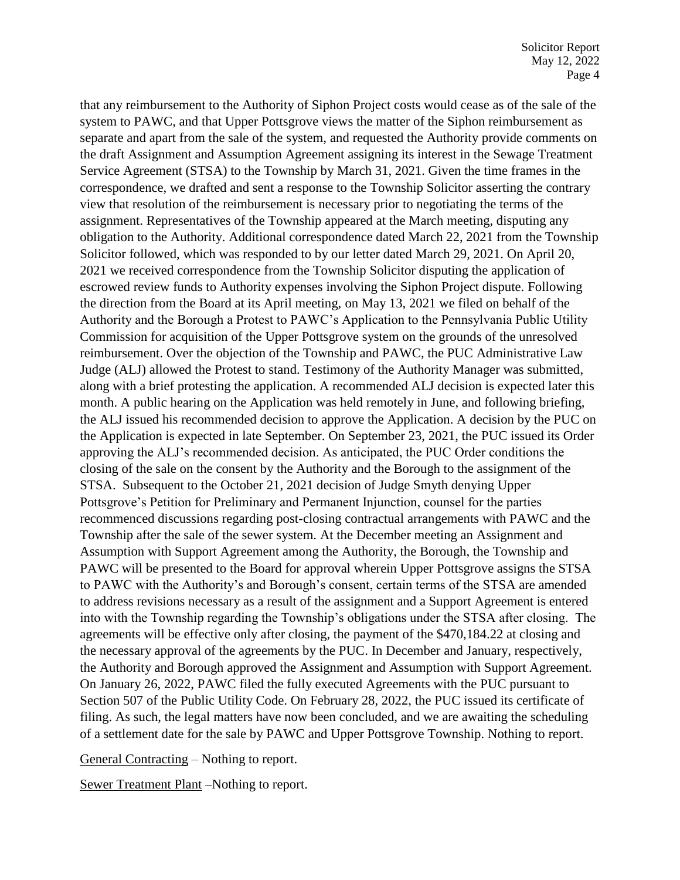that any reimbursement to the Authority of Siphon Project costs would cease as of the sale of the system to PAWC, and that Upper Pottsgrove views the matter of the Siphon reimbursement as separate and apart from the sale of the system, and requested the Authority provide comments on the draft Assignment and Assumption Agreement assigning its interest in the Sewage Treatment Service Agreement (STSA) to the Township by March 31, 2021. Given the time frames in the correspondence, we drafted and sent a response to the Township Solicitor asserting the contrary view that resolution of the reimbursement is necessary prior to negotiating the terms of the assignment. Representatives of the Township appeared at the March meeting, disputing any obligation to the Authority. Additional correspondence dated March 22, 2021 from the Township Solicitor followed, which was responded to by our letter dated March 29, 2021. On April 20, 2021 we received correspondence from the Township Solicitor disputing the application of escrowed review funds to Authority expenses involving the Siphon Project dispute. Following the direction from the Board at its April meeting, on May 13, 2021 we filed on behalf of the Authority and the Borough a Protest to PAWC's Application to the Pennsylvania Public Utility Commission for acquisition of the Upper Pottsgrove system on the grounds of the unresolved reimbursement. Over the objection of the Township and PAWC, the PUC Administrative Law Judge (ALJ) allowed the Protest to stand. Testimony of the Authority Manager was submitted, along with a brief protesting the application. A recommended ALJ decision is expected later this month. A public hearing on the Application was held remotely in June, and following briefing, the ALJ issued his recommended decision to approve the Application. A decision by the PUC on the Application is expected in late September. On September 23, 2021, the PUC issued its Order approving the ALJ's recommended decision. As anticipated, the PUC Order conditions the closing of the sale on the consent by the Authority and the Borough to the assignment of the STSA. Subsequent to the October 21, 2021 decision of Judge Smyth denying Upper Pottsgrove's Petition for Preliminary and Permanent Injunction, counsel for the parties recommenced discussions regarding post-closing contractual arrangements with PAWC and the Township after the sale of the sewer system. At the December meeting an Assignment and Assumption with Support Agreement among the Authority, the Borough, the Township and PAWC will be presented to the Board for approval wherein Upper Pottsgrove assigns the STSA to PAWC with the Authority's and Borough's consent, certain terms of the STSA are amended to address revisions necessary as a result of the assignment and a Support Agreement is entered into with the Township regarding the Township's obligations under the STSA after closing. The agreements will be effective only after closing, the payment of the $470,184.22 at closing and the necessary approval of the agreements by the PUC. In December and January, respectively, the Authority and Borough approved the Assignment and Assumption with Support Agreement. On January 26, 2022, PAWC filed the fully executed Agreements with the PUC pursuant to Section 507 of the Public Utility Code. On February 28, 2022, the PUC issued its certificate of filing. As such, the legal matters have now been concluded, and we are awaiting the scheduling of a settlement date for the sale by PAWC and Upper Pottsgrove Township. Nothing to report.

General Contracting – Nothing to report.

Sewer Treatment Plant –Nothing to report.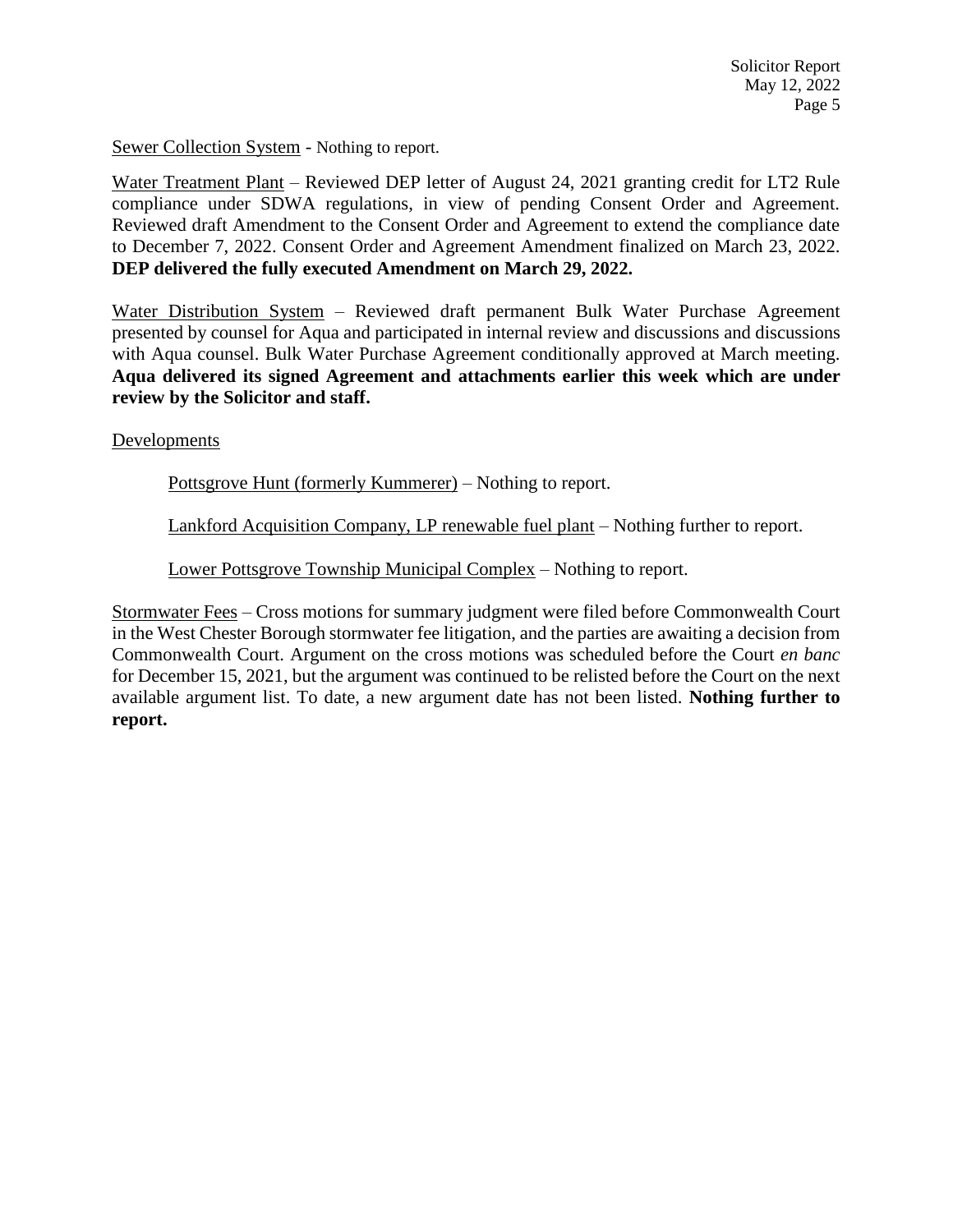Sewer Collection System - Nothing to report.

Water Treatment Plant – Reviewed DEP letter of August 24, 2021 granting credit for LT2 Rule compliance under SDWA regulations, in view of pending Consent Order and Agreement. Reviewed draft Amendment to the Consent Order and Agreement to extend the compliance date to December 7, 2022. Consent Order and Agreement Amendment finalized on March 23, 2022. **DEP delivered the fully executed Amendment on March 29, 2022.**

Water Distribution System – Reviewed draft permanent Bulk Water Purchase Agreement presented by counsel for Aqua and participated in internal review and discussions and discussions with Aqua counsel. Bulk Water Purchase Agreement conditionally approved at March meeting. **Aqua delivered its signed Agreement and attachments earlier this week which are under review by the Solicitor and staff.**

Developments

Pottsgrove Hunt (formerly Kummerer) – Nothing to report.

Lankford Acquisition Company, LP renewable fuel plant – Nothing further to report.

Lower Pottsgrove Township Municipal Complex – Nothing to report.

Stormwater Fees – Cross motions for summary judgment were filed before Commonwealth Court in the West Chester Borough stormwater fee litigation, and the parties are awaiting a decision from Commonwealth Court. Argument on the cross motions was scheduled before the Court *en banc* for December 15, 2021, but the argument was continued to be relisted before the Court on the next available argument list. To date, a new argument date has not been listed. **Nothing further to report.**